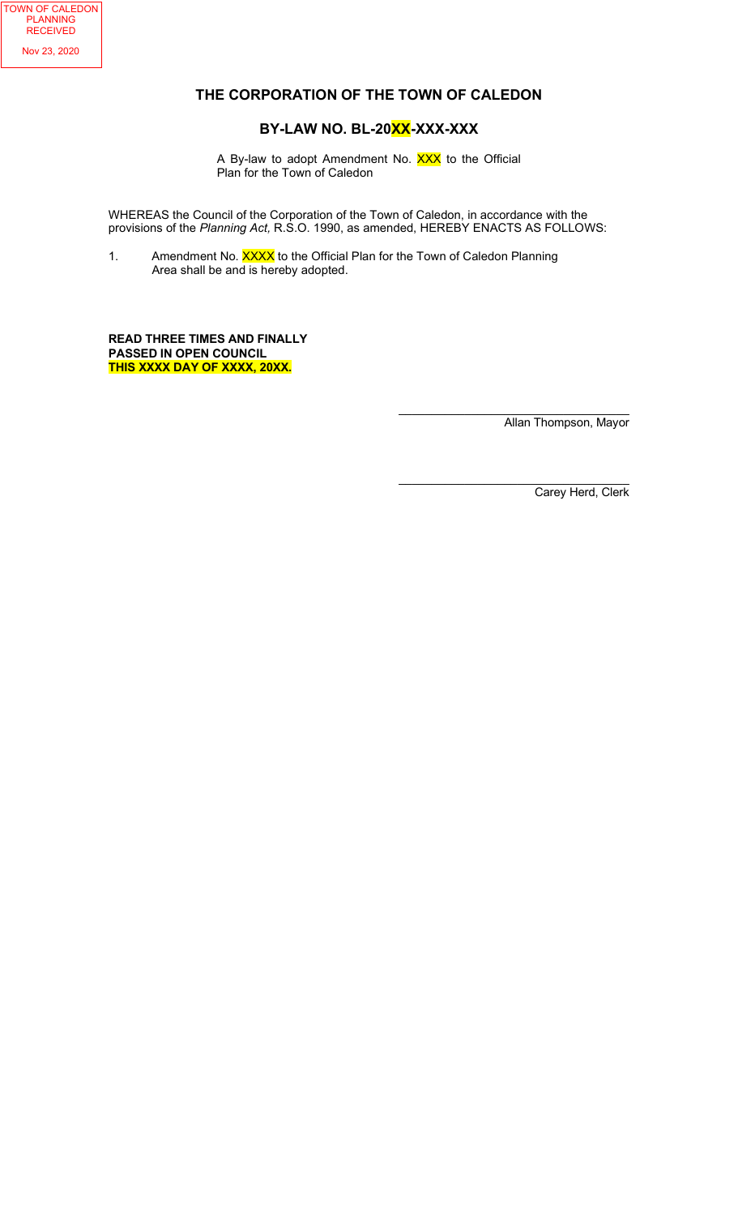TOWN OF CALEDON
PLANNING
RECEIVED
Nov 23, 2020

# THE CORPORATION OF THE TOWN OF CALEDON

## BY-LAW NO. BL-20XX-XXX-XXX

A By-law to adopt Amendment No. XXX to the Official Plan for the Town of Caledon

WHEREAS the Council of the Corporation of the Town of Caledon, in accordance with the provisions of the *Planning Act,* R.S.O. 1990, as amended, HEREBY ENACTS AS FOLLOWS:

1. Amendment No. XXXX to the Official Plan for the Town of Caledon Planning Area shall be and is hereby adopted.

**READ THREE TIMES AND FINALLY PASSED IN OPEN COUNCIL THIS XXXX DAY OF XXXX, 20XX.**

______________________________
Allan Thompson, Mayor

______________________________
Carey Herd, Clerk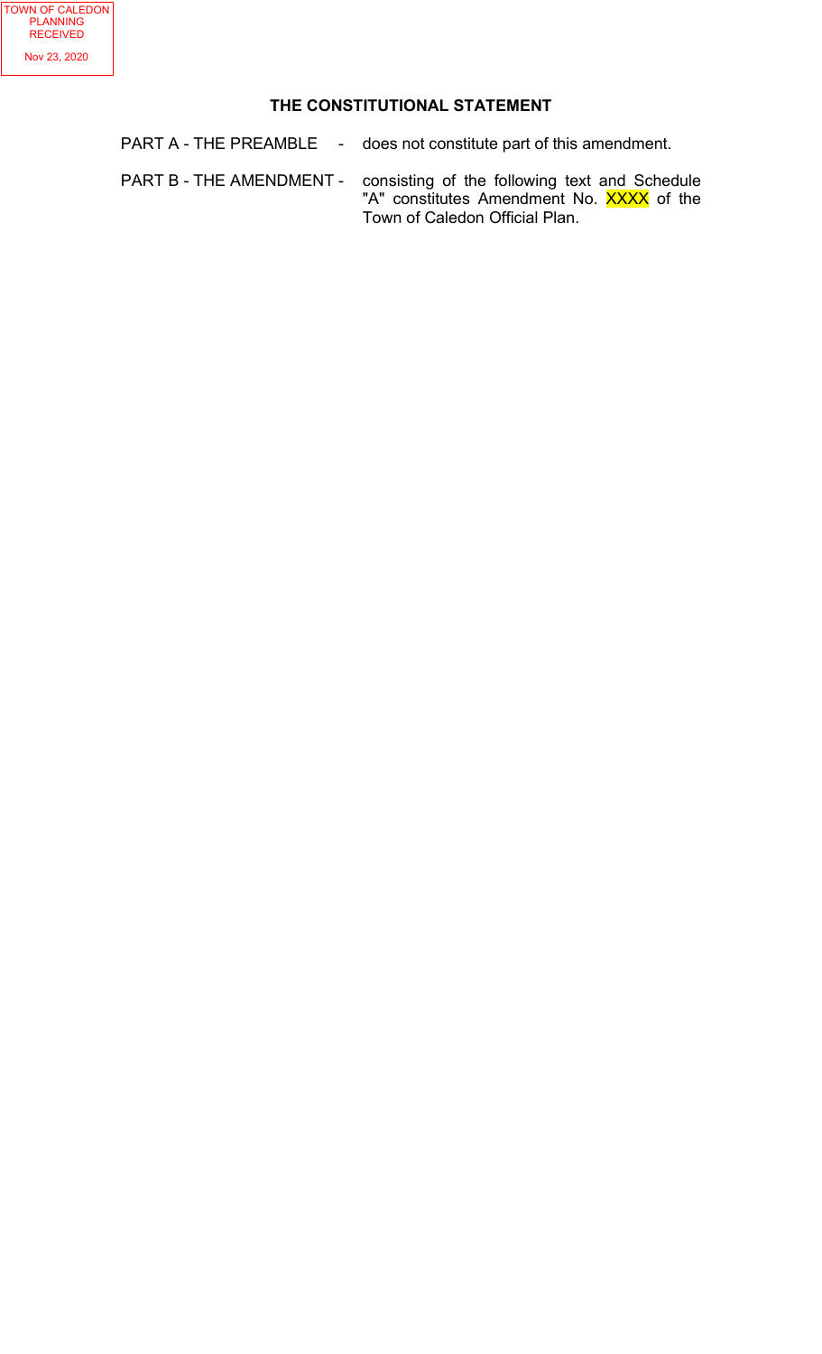TOWN OF CALEDON
PLANNING
RECEIVED
Nov 23, 2020

## THE CONSTITUTIONAL STATEMENT

PART A - THE PREAMBLE - does not constitute part of this amendment.

PART B - THE AMENDMENT - consisting of the following text and Schedule "A" constitutes Amendment No. XXXX of the Town of Caledon Official Plan.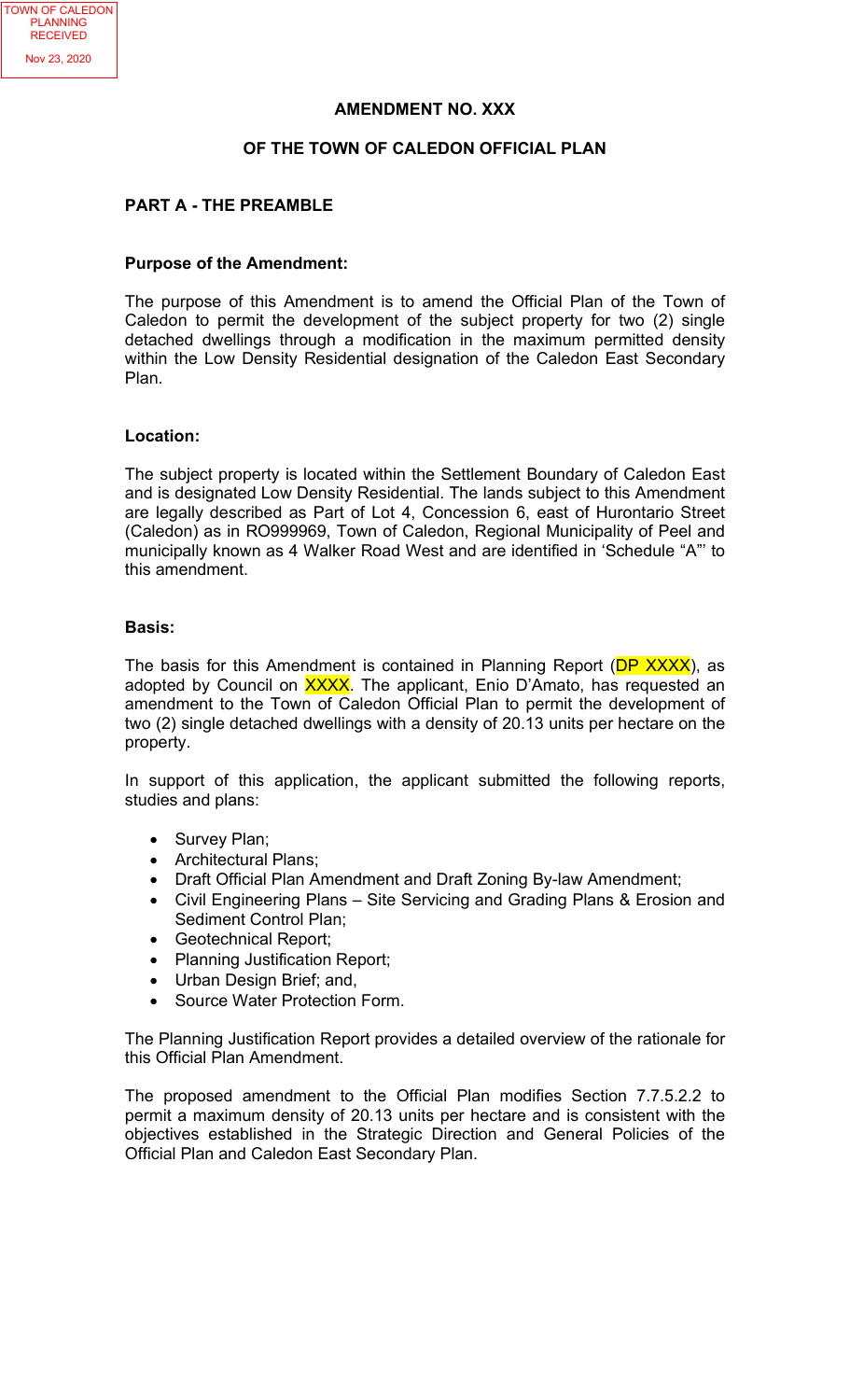TOWN OF CALEDON PLANNING RECEIVED

Nov 23, 2020

**AMENDMENT NO. XXX**

**OF THE TOWN OF CALEDON OFFICIAL PLAN**

## PART A - THE PREAMBLE

### Purpose of the Amendment:

The purpose of this Amendment is to amend the Official Plan of the Town of Caledon to permit the development of the subject property for two (2) single detached dwellings through a modification in the maximum permitted density within the Low Density Residential designation of the Caledon East Secondary Plan.

### Location:

The subject property is located within the Settlement Boundary of Caledon East and is designated Low Density Residential. The lands subject to this Amendment are legally described as Part of Lot 4, Concession 6, east of Hurontario Street (Caledon) as in RO999969, Town of Caledon, Regional Municipality of Peel and municipally known as 4 Walker Road West and are identified in 'Schedule "A"' to this amendment.

### Basis:

The basis for this Amendment is contained in Planning Report (DP XXXX), as adopted by Council on XXXX. The applicant, Enio D'Amato, has requested an amendment to the Town of Caledon Official Plan to permit the development of two (2) single detached dwellings with a density of 20.13 units per hectare on the property.

In support of this application, the applicant submitted the following reports, studies and plans:

- Survey Plan;
- Architectural Plans;
- Draft Official Plan Amendment and Draft Zoning By-law Amendment;
- Civil Engineering Plans – Site Servicing and Grading Plans & Erosion and Sediment Control Plan;
- Geotechnical Report;
- Planning Justification Report;
- Urban Design Brief; and,
- Source Water Protection Form.

The Planning Justification Report provides a detailed overview of the rationale for this Official Plan Amendment.

The proposed amendment to the Official Plan modifies Section 7.7.5.2.2 to permit a maximum density of 20.13 units per hectare and is consistent with the objectives established in the Strategic Direction and General Policies of the Official Plan and Caledon East Secondary Plan.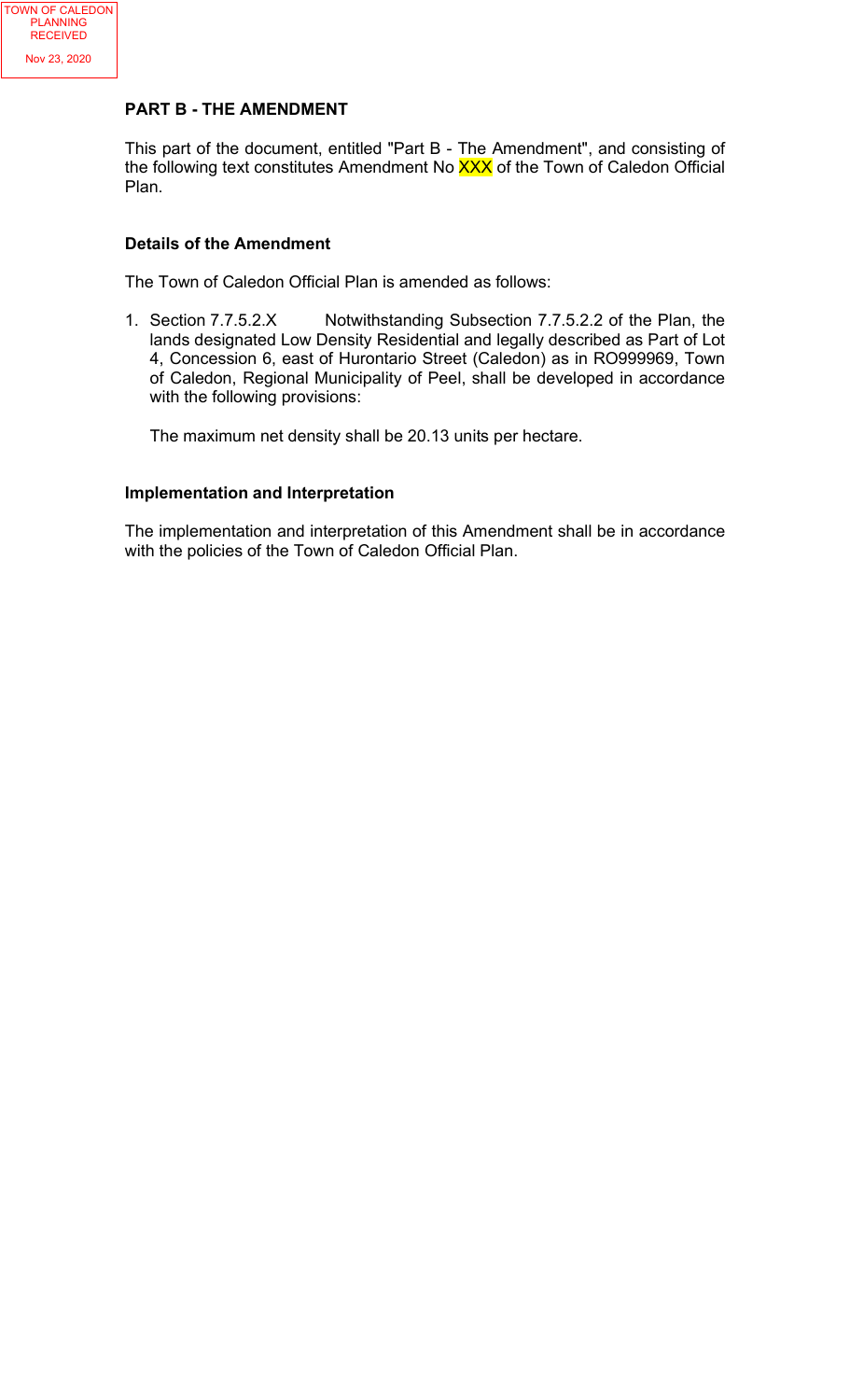TOWN OF CALEDON PLANNING RECEIVED

Nov 23, 2020

## PART B - THE AMENDMENT

This part of the document, entitled "Part B - The Amendment", and consisting of the following text constitutes Amendment No XXX of the Town of Caledon Official Plan.

### Details of the Amendment

The Town of Caledon Official Plan is amended as follows:

1. Section 7.7.5.2.X Notwithstanding Subsection 7.7.5.2.2 of the Plan, the lands designated Low Density Residential and legally described as Part of Lot 4, Concession 6, east of Hurontario Street (Caledon) as in RO999969, Town of Caledon, Regional Municipality of Peel, shall be developed in accordance with the following provisions:

   The maximum net density shall be 20.13 units per hectare.

### Implementation and Interpretation

The implementation and interpretation of this Amendment shall be in accordance with the policies of the Town of Caledon Official Plan.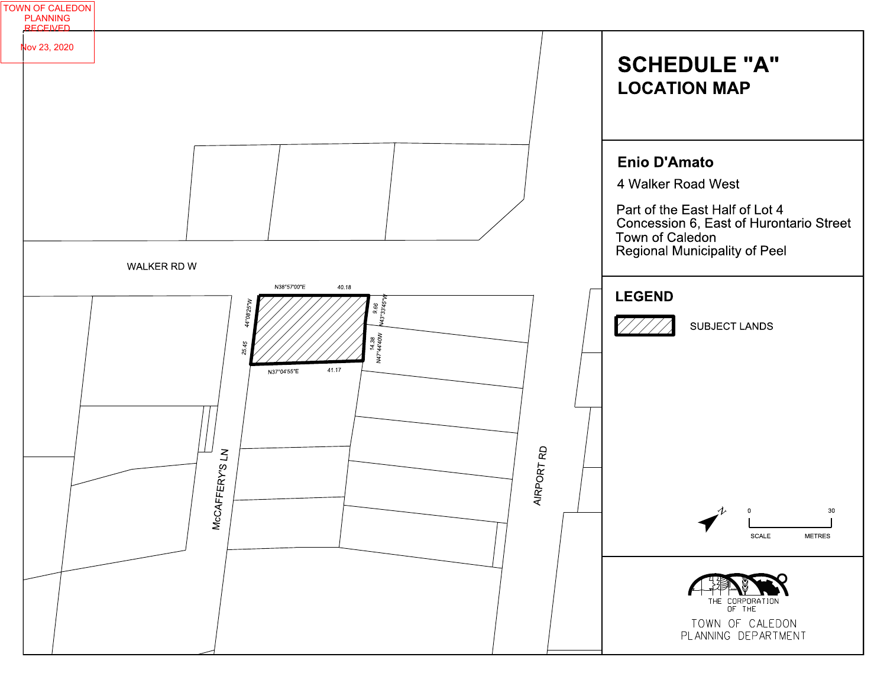TOWN OF CALEDON
PLANNING
RECEIVED

Nov 23, 2020

# SCHEDULE "A"
## LOCATION MAP

**Enio D'Amato**

4 Walker Road West

Part of the East Half of Lot 4
Concession 6, East of Hurontario Street
Town of Caledon
Regional Municipality of Peel

**LEGEND**

SUBJECT LANDS

WALKER RD W

McCAFFERY'S LN

AIRPORT RD

N38°57'00"E 40.18

44°08'25"W 25.45

9.66 N43°33'45"W

14.38 N47°44'40W

N37°04'55"E 41.17

N

0 30

SCALE METRES

THE CORPORATION OF THE
TOWN OF CALEDON
PLANNING DEPARTMENT